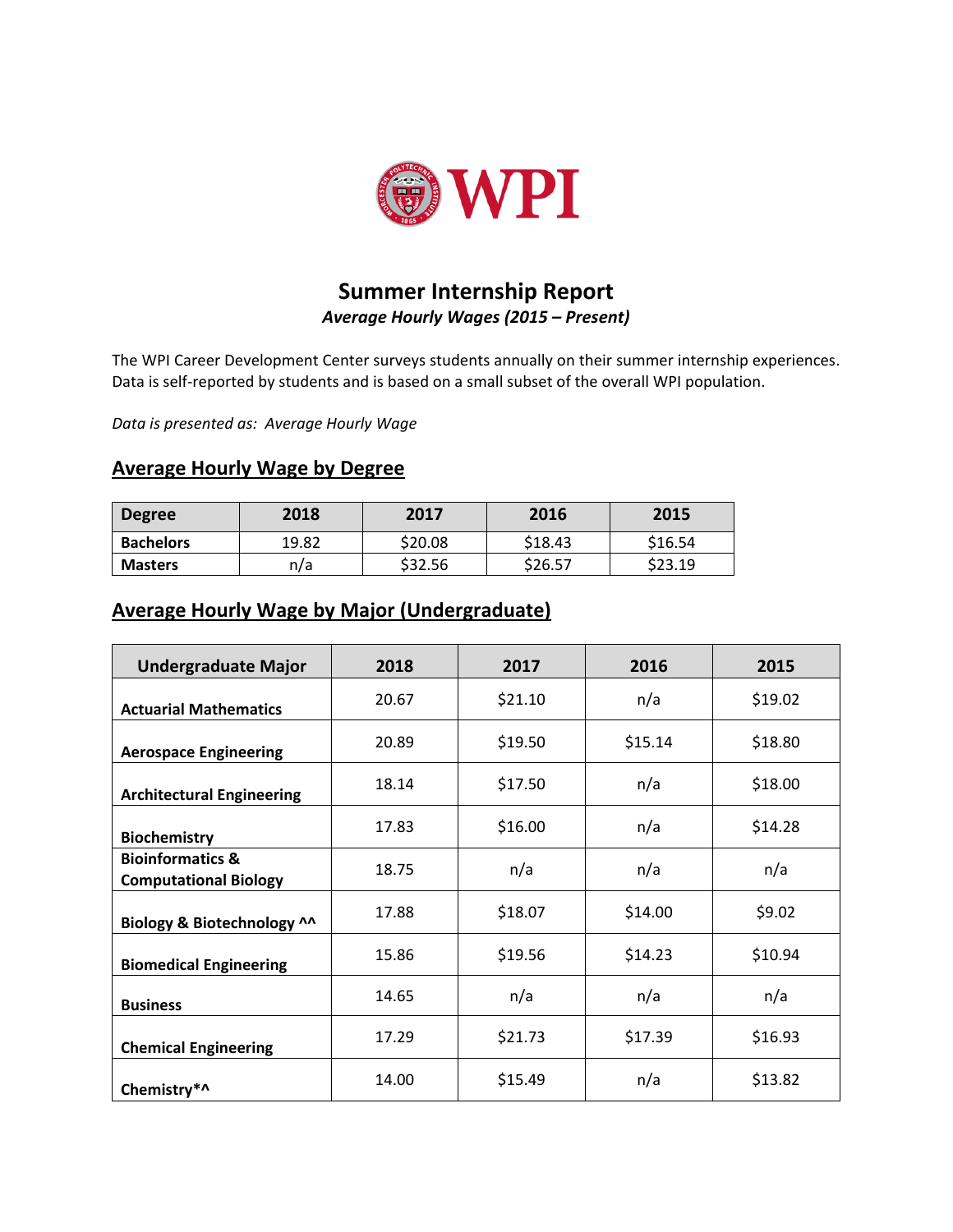# Summary Internship Report

*Average Hourly Wages (2015 – Present)*

The WPI Career Development Center surveys students annually on their summer internship experiences. Data is self-reported by students and is based on a small subset of the overall WPI population.

*Data is presented as: Average Hourly Wage*

## Average Hourly Wage by Degree

| Degree | 2018 | 2017 | 2016 | 2015 |
|---|---|---|---|---|
| **Bachelors** | 19.82 | $20.08 | $18.43 | $16.54 |
| **Masters** | n/a | $32.56 | $26.57 | $23.19 |

## Average Hourly Wage by Major (Undergraduate)

| Undergraduate Major | 2018 | 2017 | 2016 | 2015 |
|---|---|---|---|---|
| **Actuarial Mathematics** | 20.67 | $21.10 | n/a | $19.02 |
| **Aerospace Engineering** | 20.89 | $19.50 | $15.14 | $18.80 |
| **Architectural Engineering** | 18.14 | $17.50 | n/a | $18.00 |
| **Biochemistry** | 17.83 | $16.00 | n/a | $14.28 |
| **Bioinformatics & Computational Biology** | 18.75 | n/a | n/a | n/a |
| **Biology & Biotechnology ^^** | 17.88 | $18.07 | $14.00 | $9.02 |
| **Biomedical Engineering** | 15.86 | $19.56 | $14.23 | $10.94 |
| **Business** | 14.65 | n/a | n/a | n/a |
| **Chemical Engineering** | 17.29 | $21.73 | $17.39 | $16.93 |
| **Chemistry*^** | 14.00 | $15.49 | n/a | $13.82 |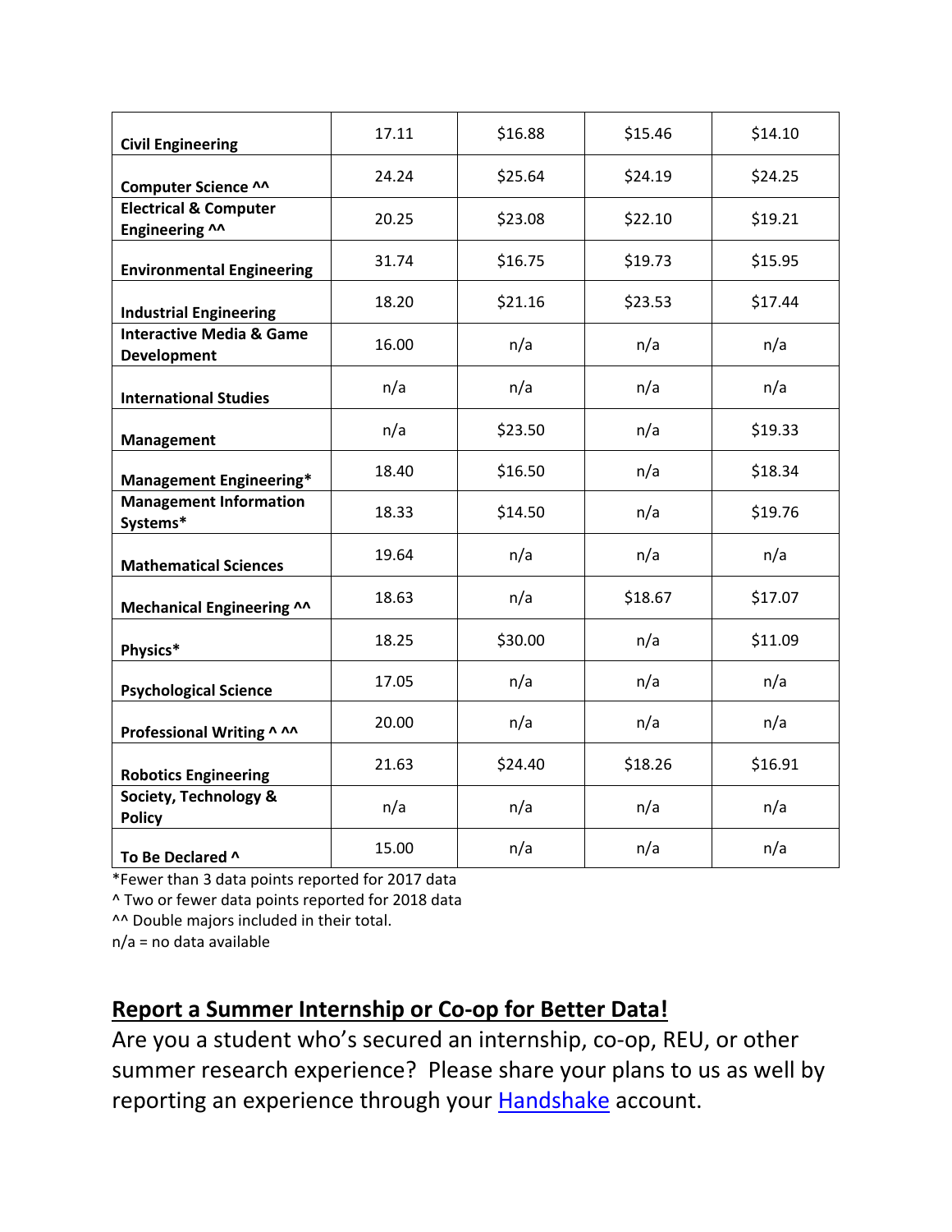| | | | | |
|---|---|---|---|---|
| Civil Engineering | 17.11 | $16.88 | $15.46 | $14.10 |
| Computer Science ^^ | 24.24 | $25.64 | $24.19 | $24.25 |
| Electrical & Computer Engineering ^^ | 20.25 | $23.08 | $22.10 | $19.21 |
| Environmental Engineering | 31.74 | $16.75 | $19.73 | $15.95 |
| Industrial Engineering | 18.20 | $21.16 | $23.53 | $17.44 |
| Interactive Media & Game Development | 16.00 | n/a | n/a | n/a |
| International Studies | n/a | n/a | n/a | n/a |
| Management | n/a | $23.50 | n/a | $19.33 |
| Management Engineering* | 18.40 | $16.50 | n/a | $18.34 |
| Management Information Systems* | 18.33 | $14.50 | n/a | $19.76 |
| Mathematical Sciences | 19.64 | n/a | n/a | n/a |
| Mechanical Engineering ^^ | 18.63 | n/a | $18.67 | $17.07 |
| Physics* | 18.25 | $30.00 | n/a | $11.09 |
| Psychological Science | 17.05 | n/a | n/a | n/a |
| Professional Writing ^ ^^ | 20.00 | n/a | n/a | n/a |
| Robotics Engineering | 21.63 | $24.40 | $18.26 | $16.91 |
| Society, Technology & Policy | n/a | n/a | n/a | n/a |
| To Be Declared ^ | 15.00 | n/a | n/a | n/a |

*Fewer than 3 data points reported for 2017 data
^ Two or fewer data points reported for 2018 data
^^ Double majors included in their total.
n/a = no data available

## Report a Summer Internship or Co-op for Better Data!

Are you a student who's secured an internship, co-op, REU, or other summer research experience? Please share your plans to us as well by reporting an experience through your Handshake account.